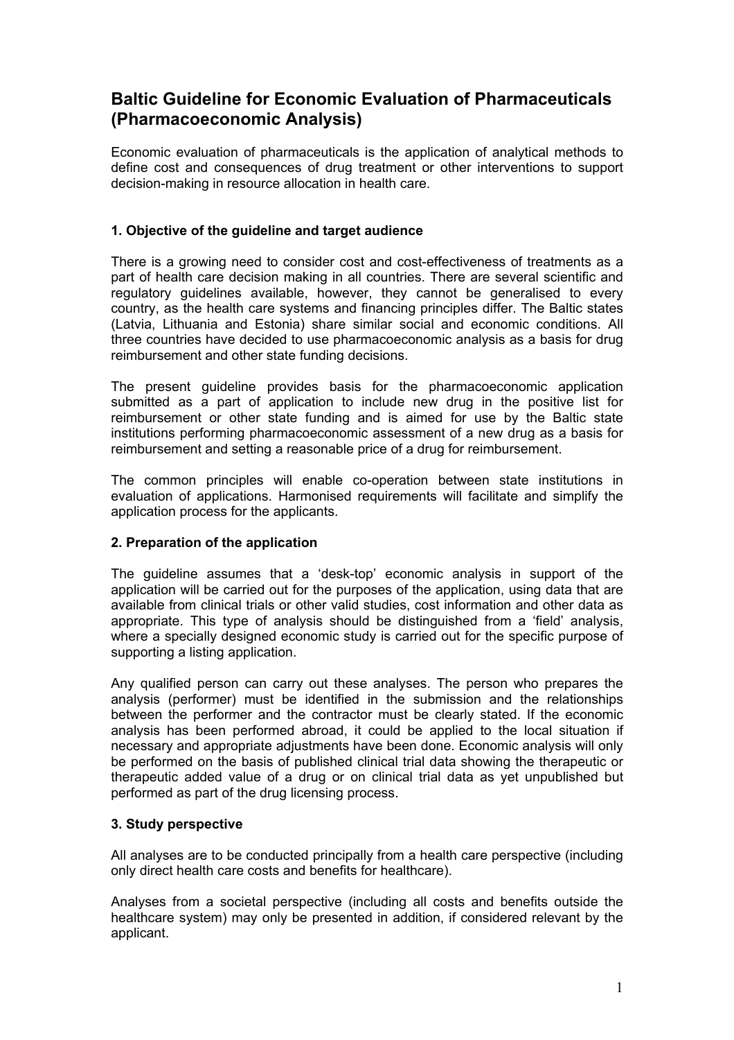# Baltic Guideline for Economic Evaluation of Pharmaceuticals (Pharmacoeconomic Analysis)

Economic evaluation of pharmaceuticals is the application of analytical methods to define cost and consequences of drug treatment or other interventions to support decision-making in resource allocation in health care.

### 1. Objective of the guideline and target audience

There is a growing need to consider cost and cost-effectiveness of treatments as a part of health care decision making in all countries. There are several scientific and regulatory guidelines available, however, they cannot be generalised to every country, as the health care systems and financing principles differ. The Baltic states (Latvia, Lithuania and Estonia) share similar social and economic conditions. All three countries have decided to use pharmacoeconomic analysis as a basis for drug reimbursement and other state funding decisions.

The present guideline provides basis for the pharmacoeconomic application submitted as a part of application to include new drug in the positive list for reimbursement or other state funding and is aimed for use by the Baltic state institutions performing pharmacoeconomic assessment of a new drug as a basis for reimbursement and setting a reasonable price of a drug for reimbursement.

The common principles will enable co-operation between state institutions in evaluation of applications. Harmonised requirements will facilitate and simplify the application process for the applicants.

### 2. Preparation of the application

The guideline assumes that a 'desk-top' economic analysis in support of the application will be carried out for the purposes of the application, using data that are available from clinical trials or other valid studies, cost information and other data as appropriate. This type of analysis should be distinguished from a 'field' analysis, where a specially designed economic study is carried out for the specific purpose of supporting a listing application.

Any qualified person can carry out these analyses. The person who prepares the analysis (performer) must be identified in the submission and the relationships between the performer and the contractor must be clearly stated. If the economic analysis has been performed abroad, it could be applied to the local situation if necessary and appropriate adjustments have been done. Economic analysis will only be performed on the basis of published clinical trial data showing the therapeutic or therapeutic added value of a drug or on clinical trial data as yet unpublished but performed as part of the drug licensing process.

### 3. Study perspective

All analyses are to be conducted principally from a health care perspective (including only direct health care costs and benefits for healthcare).

Analyses from a societal perspective (including all costs and benefits outside the healthcare system) may only be presented in addition, if considered relevant by the applicant.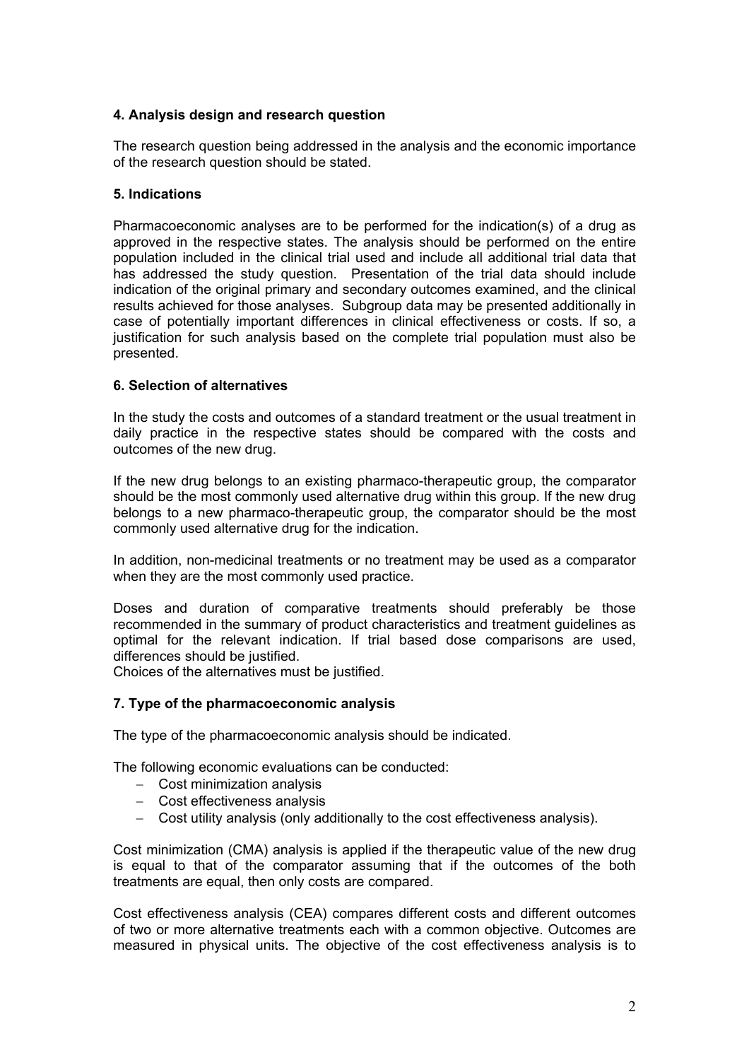### 4. Analysis design and research question

The research question being addressed in the analysis and the economic importance of the research question should be stated.

### 5. Indications

Pharmacoeconomic analyses are to be performed for the indication(s) of a drug as approved in the respective states. The analysis should be performed on the entire population included in the clinical trial used and include all additional trial data that has addressed the study question. Presentation of the trial data should include indication of the original primary and secondary outcomes examined, and the clinical results achieved for those analyses. Subgroup data may be presented additionally in case of potentially important differences in clinical effectiveness or costs. If so, a justification for such analysis based on the complete trial population must also be presented.

### 6. Selection of alternatives

In the study the costs and outcomes of a standard treatment or the usual treatment in daily practice in the respective states should be compared with the costs and outcomes of the new drug.

If the new drug belongs to an existing pharmaco-therapeutic group, the comparator should be the most commonly used alternative drug within this group. If the new drug belongs to a new pharmaco-therapeutic group, the comparator should be the most commonly used alternative drug for the indication.

In addition, non-medicinal treatments or no treatment may be used as a comparator when they are the most commonly used practice.

Doses and duration of comparative treatments should preferably be those recommended in the summary of product characteristics and treatment guidelines as optimal for the relevant indication. If trial based dose comparisons are used, differences should be justified.
Choices of the alternatives must be justified.

### 7. Type of the pharmacoeconomic analysis

The type of the pharmacoeconomic analysis should be indicated.

The following economic evaluations can be conducted:

- Cost minimization analysis
- Cost effectiveness analysis
- Cost utility analysis (only additionally to the cost effectiveness analysis).

Cost minimization (CMA) analysis is applied if the therapeutic value of the new drug is equal to that of the comparator assuming that if the outcomes of the both treatments are equal, then only costs are compared.

Cost effectiveness analysis (CEA) compares different costs and different outcomes of two or more alternative treatments each with a common objective. Outcomes are measured in physical units. The objective of the cost effectiveness analysis is to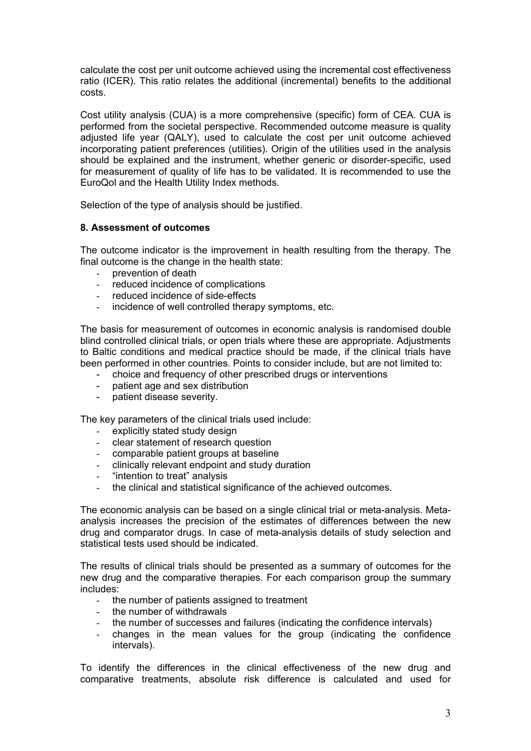calculate the cost per unit outcome achieved using the incremental cost effectiveness ratio (ICER). This ratio relates the additional (incremental) benefits to the additional costs.

Cost utility analysis (CUA) is a more comprehensive (specific) form of CEA. CUA is performed from the societal perspective. Recommended outcome measure is quality adjusted life year (QALY), used to calculate the cost per unit outcome achieved incorporating patient preferences (utilities). Origin of the utilities used in the analysis should be explained and the instrument, whether generic or disorder-specific, used for measurement of quality of life has to be validated. It is recommended to use the EuroQol and the Health Utility Index methods.

Selection of the type of analysis should be justified.

### 8. Assessment of outcomes

The outcome indicator is the improvement in health resulting from the therapy. The final outcome is the change in the health state:

- prevention of death
- reduced incidence of complications
- reduced incidence of side-effects
- incidence of well controlled therapy symptoms, etc.

The basis for measurement of outcomes in economic analysis is randomised double blind controlled clinical trials, or open trials where these are appropriate. Adjustments to Baltic conditions and medical practice should be made, if the clinical trials have been performed in other countries. Points to consider include, but are not limited to:

- choice and frequency of other prescribed drugs or interventions
- patient age and sex distribution
- patient disease severity.

The key parameters of the clinical trials used include:

- explicitly stated study design
- clear statement of research question
- comparable patient groups at baseline
- clinically relevant endpoint and study duration
- "intention to treat" analysis
- the clinical and statistical significance of the achieved outcomes.

The economic analysis can be based on a single clinical trial or meta-analysis. Meta-analysis increases the precision of the estimates of differences between the new drug and comparator drugs. In case of meta-analysis details of study selection and statistical tests used should be indicated.

The results of clinical trials should be presented as a summary of outcomes for the new drug and the comparative therapies. For each comparison group the summary includes:

- the number of patients assigned to treatment
- the number of withdrawals
- the number of successes and failures (indicating the confidence intervals)
- changes in the mean values for the group (indicating the confidence intervals).

To identify the differences in the clinical effectiveness of the new drug and comparative treatments, absolute risk difference is calculated and used for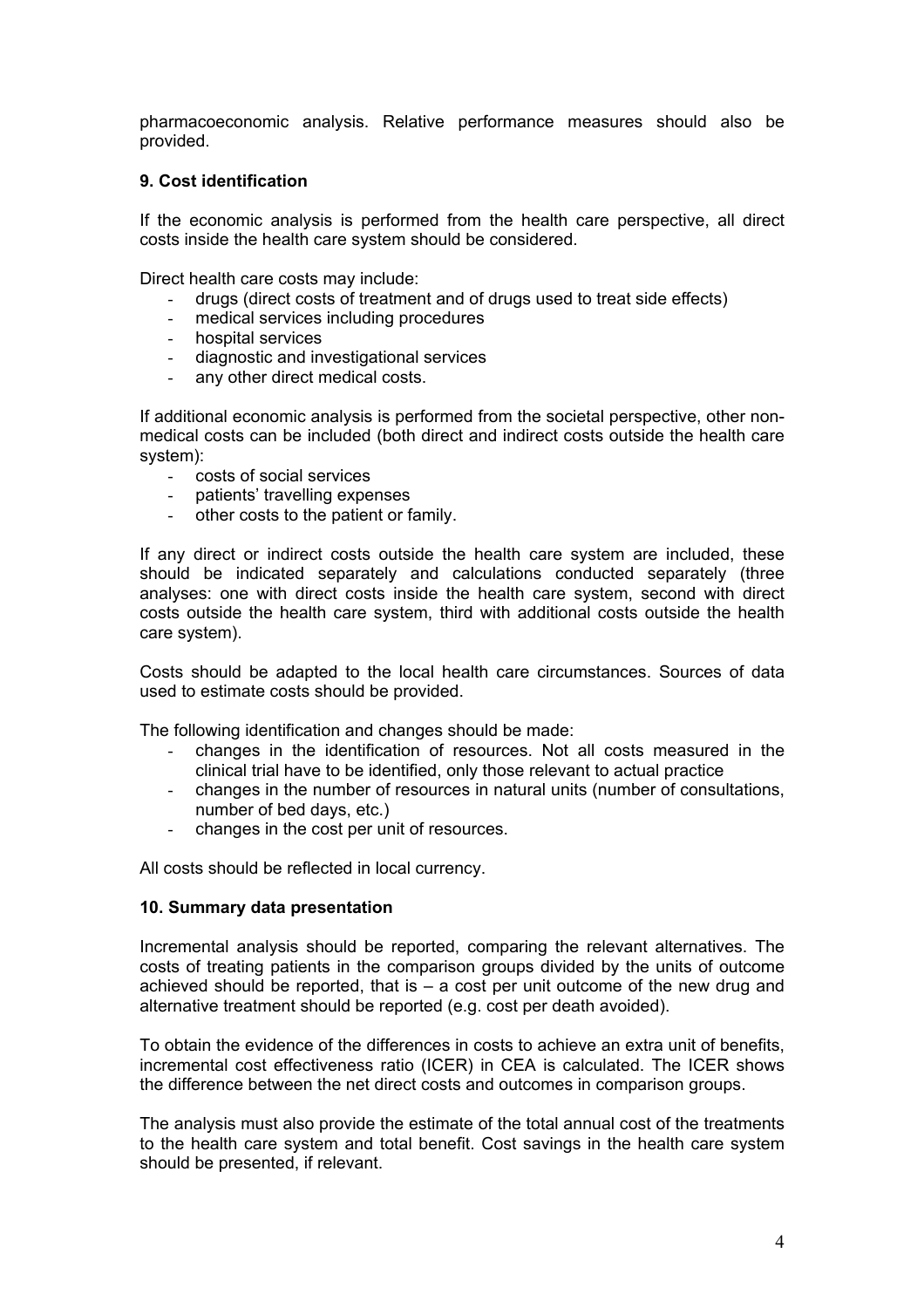pharmacoeconomic analysis. Relative performance measures should also be provided.

### 9. Cost identification

If the economic analysis is performed from the health care perspective, all direct costs inside the health care system should be considered.

Direct health care costs may include:

- drugs (direct costs of treatment and of drugs used to treat side effects)
- medical services including procedures
- hospital services
- diagnostic and investigational services
- any other direct medical costs.

If additional economic analysis is performed from the societal perspective, other non-medical costs can be included (both direct and indirect costs outside the health care system):

- costs of social services
- patients' travelling expenses
- other costs to the patient or family.

If any direct or indirect costs outside the health care system are included, these should be indicated separately and calculations conducted separately (three analyses: one with direct costs inside the health care system, second with direct costs outside the health care system, third with additional costs outside the health care system).

Costs should be adapted to the local health care circumstances. Sources of data used to estimate costs should be provided.

The following identification and changes should be made:

- changes in the identification of resources. Not all costs measured in the clinical trial have to be identified, only those relevant to actual practice
- changes in the number of resources in natural units (number of consultations, number of bed days, etc.)
- changes in the cost per unit of resources.

All costs should be reflected in local currency.

### 10. Summary data presentation

Incremental analysis should be reported, comparing the relevant alternatives. The costs of treating patients in the comparison groups divided by the units of outcome achieved should be reported, that is – a cost per unit outcome of the new drug and alternative treatment should be reported (e.g. cost per death avoided).

To obtain the evidence of the differences in costs to achieve an extra unit of benefits, incremental cost effectiveness ratio (ICER) in CEA is calculated. The ICER shows the difference between the net direct costs and outcomes in comparison groups.

The analysis must also provide the estimate of the total annual cost of the treatments to the health care system and total benefit. Cost savings in the health care system should be presented, if relevant.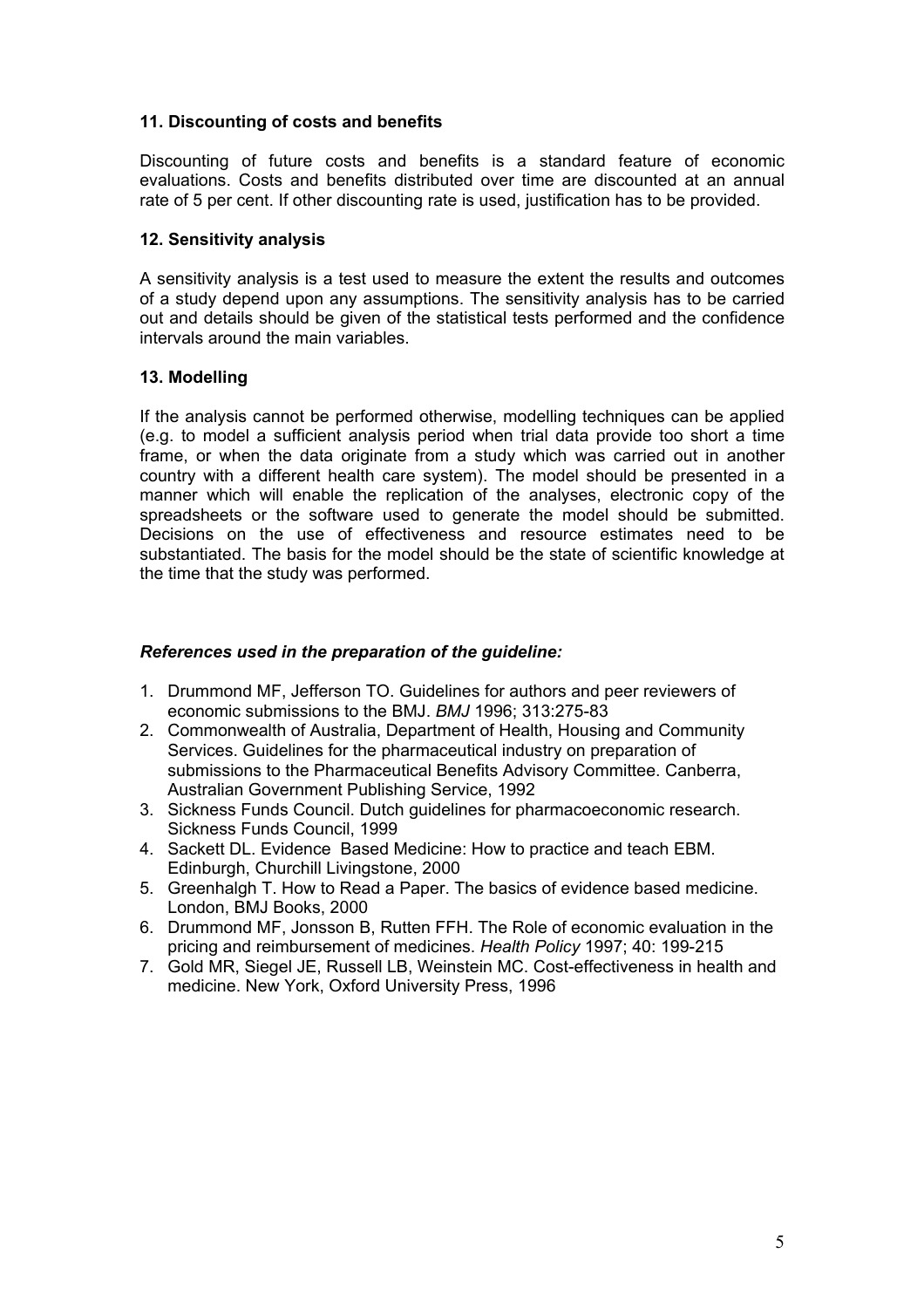### 11. Discounting of costs and benefits

Discounting of future costs and benefits is a standard feature of economic evaluations. Costs and benefits distributed over time are discounted at an annual rate of 5 per cent. If other discounting rate is used, justification has to be provided.

### 12. Sensitivity analysis

A sensitivity analysis is a test used to measure the extent the results and outcomes of a study depend upon any assumptions. The sensitivity analysis has to be carried out and details should be given of the statistical tests performed and the confidence intervals around the main variables.

### 13. Modelling

If the analysis cannot be performed otherwise, modelling techniques can be applied (e.g. to model a sufficient analysis period when trial data provide too short a time frame, or when the data originate from a study which was carried out in another country with a different health care system). The model should be presented in a manner which will enable the replication of the analyses, electronic copy of the spreadsheets or the software used to generate the model should be submitted. Decisions on the use of effectiveness and resource estimates need to be substantiated. The basis for the model should be the state of scientific knowledge at the time that the study was performed.

***References used in the preparation of the guideline:***

1. Drummond MF, Jefferson TO. Guidelines for authors and peer reviewers of economic submissions to the BMJ. *BMJ* 1996; 313:275-83
2. Commonwealth of Australia, Department of Health, Housing and Community Services. Guidelines for the pharmaceutical industry on preparation of submissions to the Pharmaceutical Benefits Advisory Committee. Canberra, Australian Government Publishing Service, 1992
3. Sickness Funds Council. Dutch guidelines for pharmacoeconomic research. Sickness Funds Council, 1999
4. Sackett DL. Evidence Based Medicine: How to practice and teach EBM. Edinburgh, Churchill Livingstone, 2000
5. Greenhalgh T. How to Read a Paper. The basics of evidence based medicine. London, BMJ Books, 2000
6. Drummond MF, Jonsson B, Rutten FFH. The Role of economic evaluation in the pricing and reimbursement of medicines. *Health Policy* 1997; 40: 199-215
7. Gold MR, Siegel JE, Russell LB, Weinstein MC. Cost-effectiveness in health and medicine. New York, Oxford University Press, 1996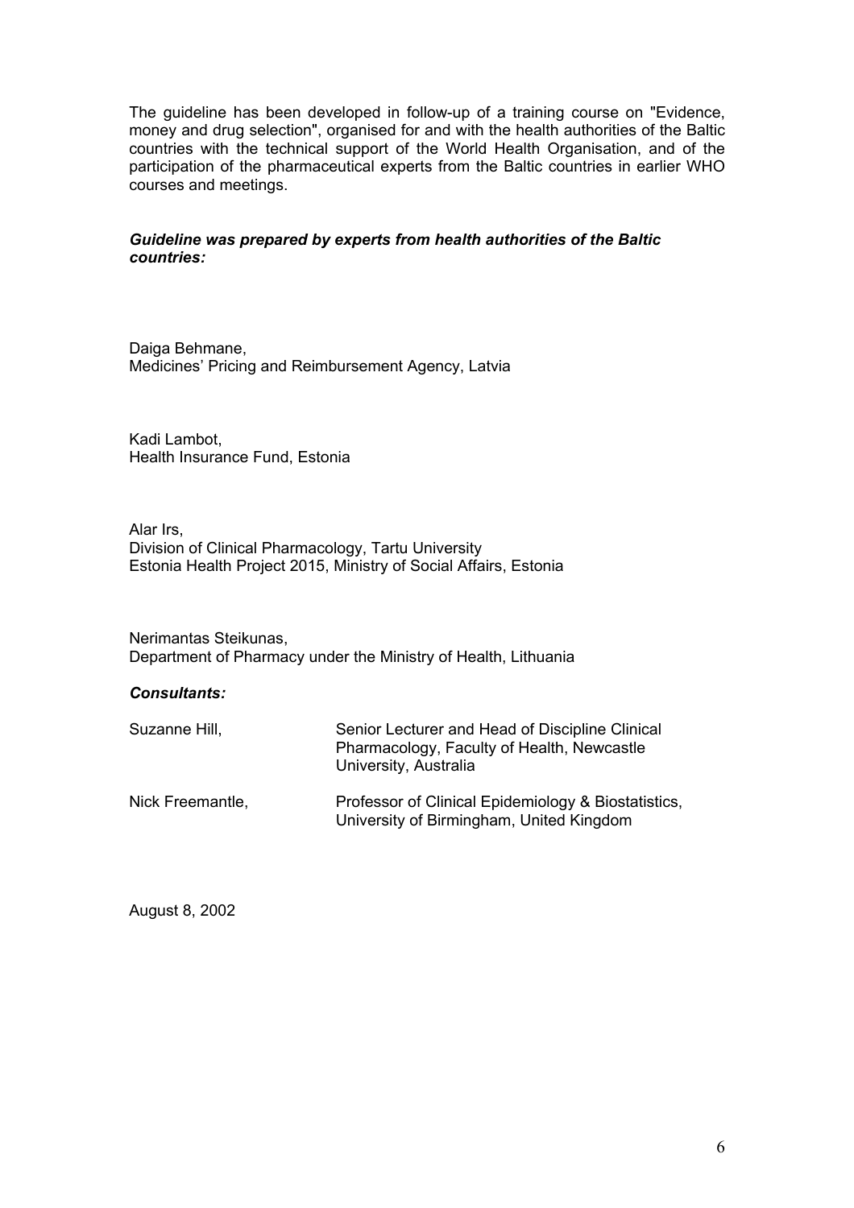The guideline has been developed in follow-up of a training course on "Evidence, money and drug selection", organised for and with the health authorities of the Baltic countries with the technical support of the World Health Organisation, and of the participation of the pharmaceutical experts from the Baltic countries in earlier WHO courses and meetings.

***Guideline was prepared by experts from health authorities of the Baltic countries:***

Daiga Behmane,
Medicines' Pricing and Reimbursement Agency, Latvia

Kadi Lambot,
Health Insurance Fund, Estonia

Alar Irs,
Division of Clinical Pharmacology, Tartu University
Estonia Health Project 2015, Ministry of Social Affairs, Estonia

Nerimantas Steikunas,
Department of Pharmacy under the Ministry of Health, Lithuania

***Consultants:***

| | |
|---|---|
| Suzanne Hill, | Senior Lecturer and Head of Discipline Clinical Pharmacology, Faculty of Health, Newcastle University, Australia |
| Nick Freemantle, | Professor of Clinical Epidemiology & Biostatistics, University of Birmingham, United Kingdom |

August 8, 2002